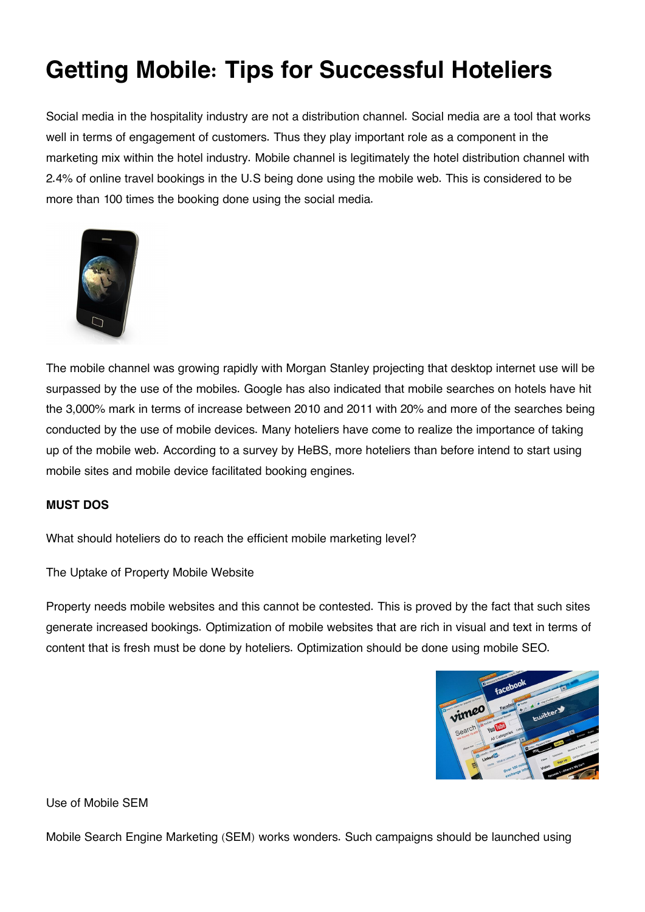# Getting Mobile: Tips for Successful Hoteliers

Social media in the hospitality industry are not a distribution channel. Social media are a tool that works well in terms of engagement of customers. Thus they play important role as a component in the marketing mix within the hotel industry. Mobile channel is legitimately the hotel distribution channel with 2.4% of online travel bookings in the U.S being done using the mobile web. This is considered to be more than 100 times the booking done using the social media.

The mobile channel was growing rapidly with Morgan Stanley projecting that desktop internet use will be surpassed by the use of the mobiles. Google has also indicated that mobile searches on hotels have hit the 3,000% mark in terms of increase between 2010 and 2011 with 20% and more of the searches being conducted by the use of mobile devices. Many hoteliers have come to realize the importance of taking up of the mobile web. According to a survey by HeBS, more hoteliers than before intend to start using mobile sites and mobile device facilitated booking engines.

**MUST DOS**

What should hoteliers do to reach the efficient mobile marketing level?

The Uptake of Property Mobile Website

Property needs mobile websites and this cannot be contested. This is proved by the fact that such sites generate increased bookings. Optimization of mobile websites that are rich in visual and text in terms of content that is fresh must be done by hoteliers. Optimization should be done using mobile SEO.

Use of Mobile SEM

Mobile Search Engine Marketing (SEM) works wonders. Such campaigns should be launched using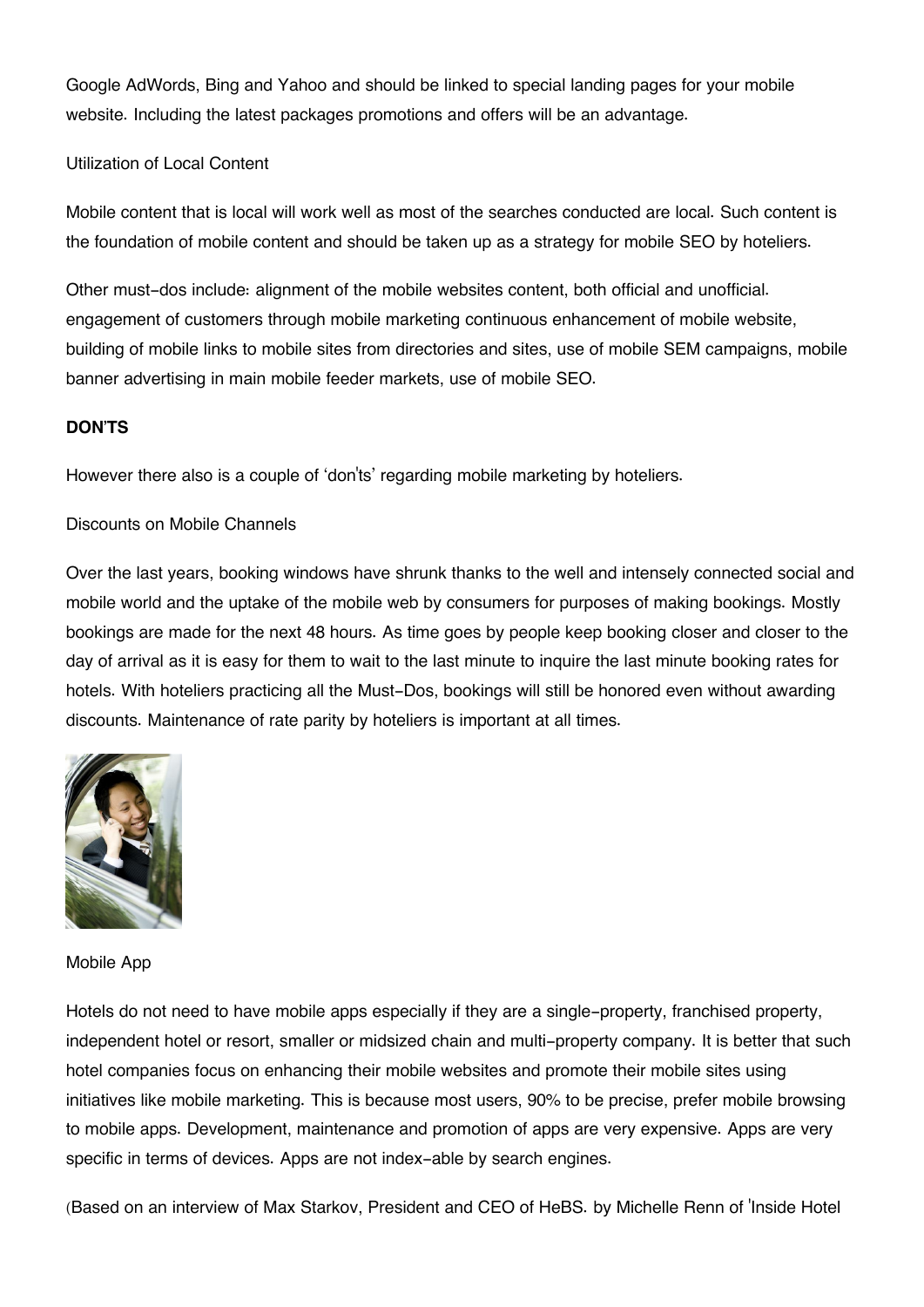Google AdWords, Bing and Yahoo and should be linked to special landing pages for your mobile website. Including the latest packages promotions and offers will be an advantage.

Utilization of Local Content

Mobile content that is local will work well as most of the searches conducted are local. Such content is the foundation of mobile content and should be taken up as a strategy for mobile SEO by hoteliers.

Other must-dos include: alignment of the mobile websites content, both official and unofficial. engagement of customers through mobile marketing continuous enhancement of mobile website, building of mobile links to mobile sites from directories and sites, use of mobile SEM campaigns, mobile banner advertising in main mobile feeder markets, use of mobile SEO.

**DON'TS**

However there also is a couple of 'don'ts' regarding mobile marketing by hoteliers.

Discounts on Mobile Channels

Over the last years, booking windows have shrunk thanks to the well and intensely connected social and mobile world and the uptake of the mobile web by consumers for purposes of making bookings. Mostly bookings are made for the next 48 hours. As time goes by people keep booking closer and closer to the day of arrival as it is easy for them to wait to the last minute to inquire the last minute booking rates for hotels. With hoteliers practicing all the Must-Dos, bookings will still be honored even without awarding discounts. Maintenance of rate parity by hoteliers is important at all times.

Mobile App

Hotels do not need to have mobile apps especially if they are a single-property, franchised property, independent hotel or resort, smaller or midsized chain and multi-property company. It is better that such hotel companies focus on enhancing their mobile websites and promote their mobile sites using initiatives like mobile marketing. This is because most users, 90% to be precise, prefer mobile browsing to mobile apps. Development, maintenance and promotion of apps are very expensive. Apps are very specific in terms of devices. Apps are not index-able by search engines.

(Based on an interview of Max Starkov, President and CEO of HeBS. by Michelle Renn of 'Inside Hotel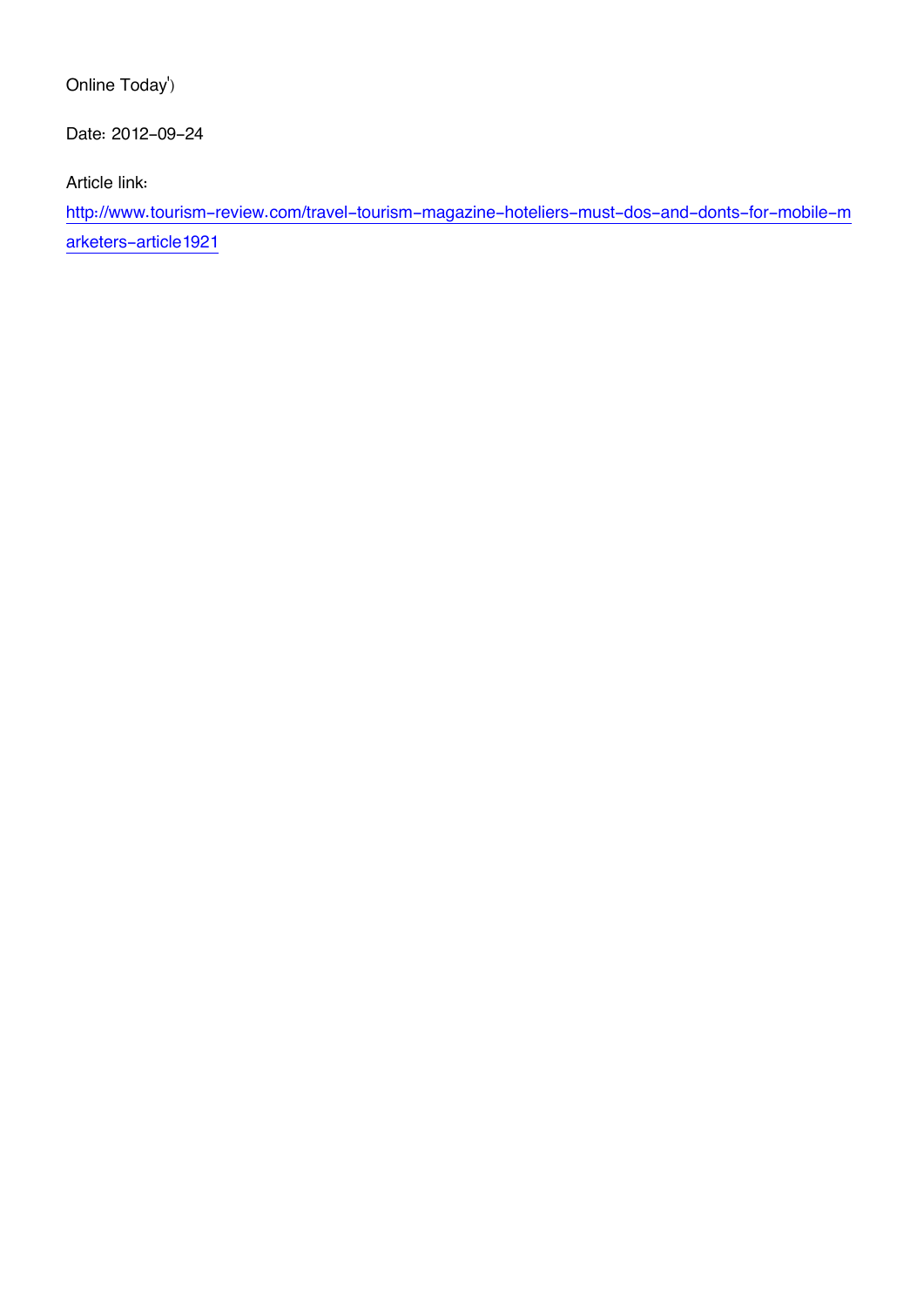Online Today')

Date: 2012-09-24

Article link:

http://www.tourism-review.com/travel-tourism-magazine-hoteliers-must-dos-and-donts-for-mobile-marketers-article1921